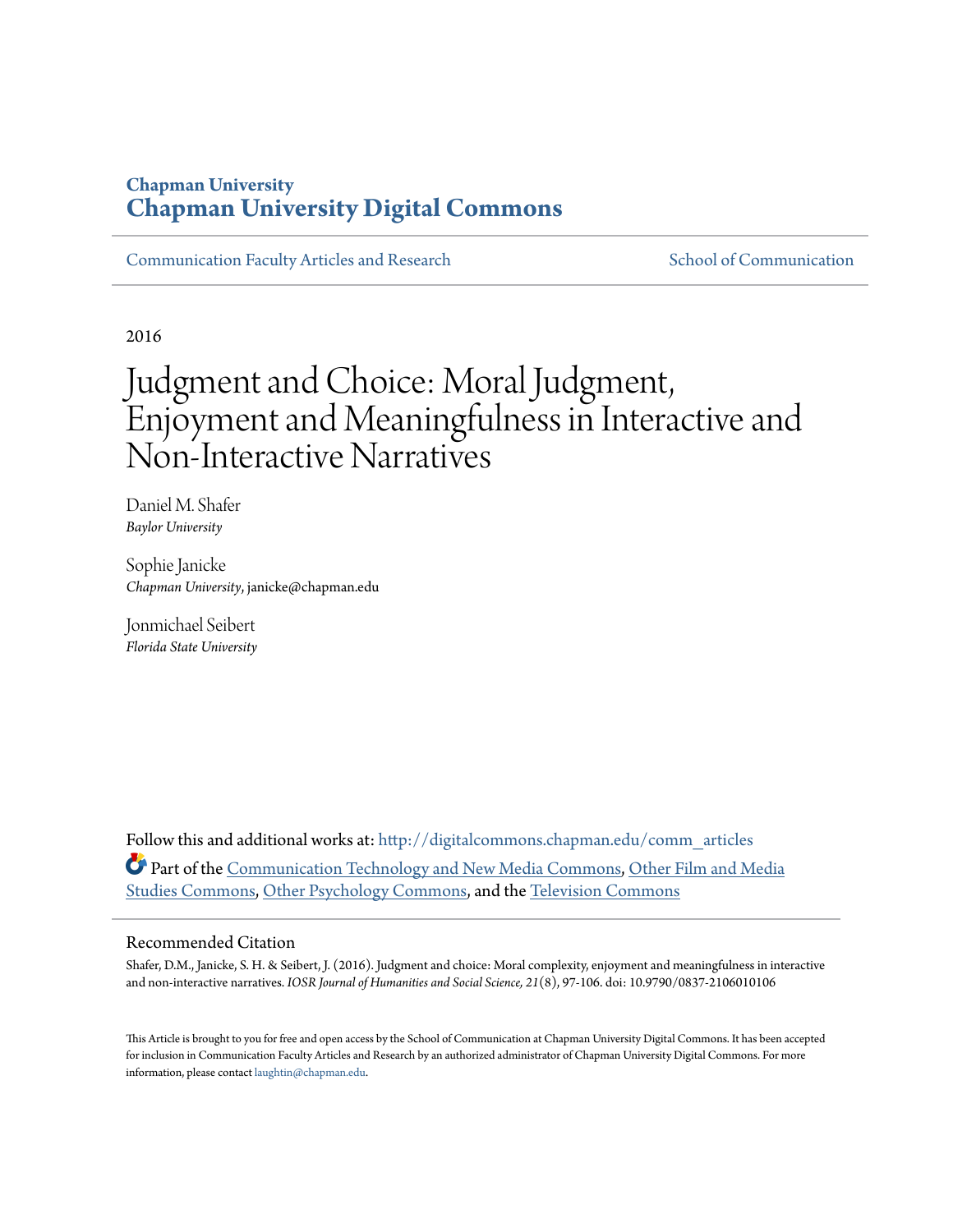# Chapman University
# Chapman University Digital Commons

Communication Faculty Articles and Research | School of Communication

2016

# Judgment and Choice: Moral Judgment, Enjoyment and Meaningfulness in Interactive and Non-Interactive Narratives

Daniel M. Shafer
*Baylor University*

Sophie Janicke
*Chapman University*, janicke@chapman.edu

Jonmichael Seibert
*Florida State University*

Follow this and additional works at: http://digitalcommons.chapman.edu/comm_articles

Part of the Communication Technology and New Media Commons, Other Film and Media Studies Commons, Other Psychology Commons, and the Television Commons

## Recommended Citation

Shafer, D.M., Janicke, S. H. & Seibert, J. (2016). Judgment and choice: Moral complexity, enjoyment and meaningfulness in interactive and non-interactive narratives. *IOSR Journal of Humanities and Social Science, 21*(8), 97-106. doi: 10.9790/0837-2106010106

This Article is brought to you for free and open access by the School of Communication at Chapman University Digital Commons. It has been accepted for inclusion in Communication Faculty Articles and Research by an authorized administrator of Chapman University Digital Commons. For more information, please contact laughtin@chapman.edu.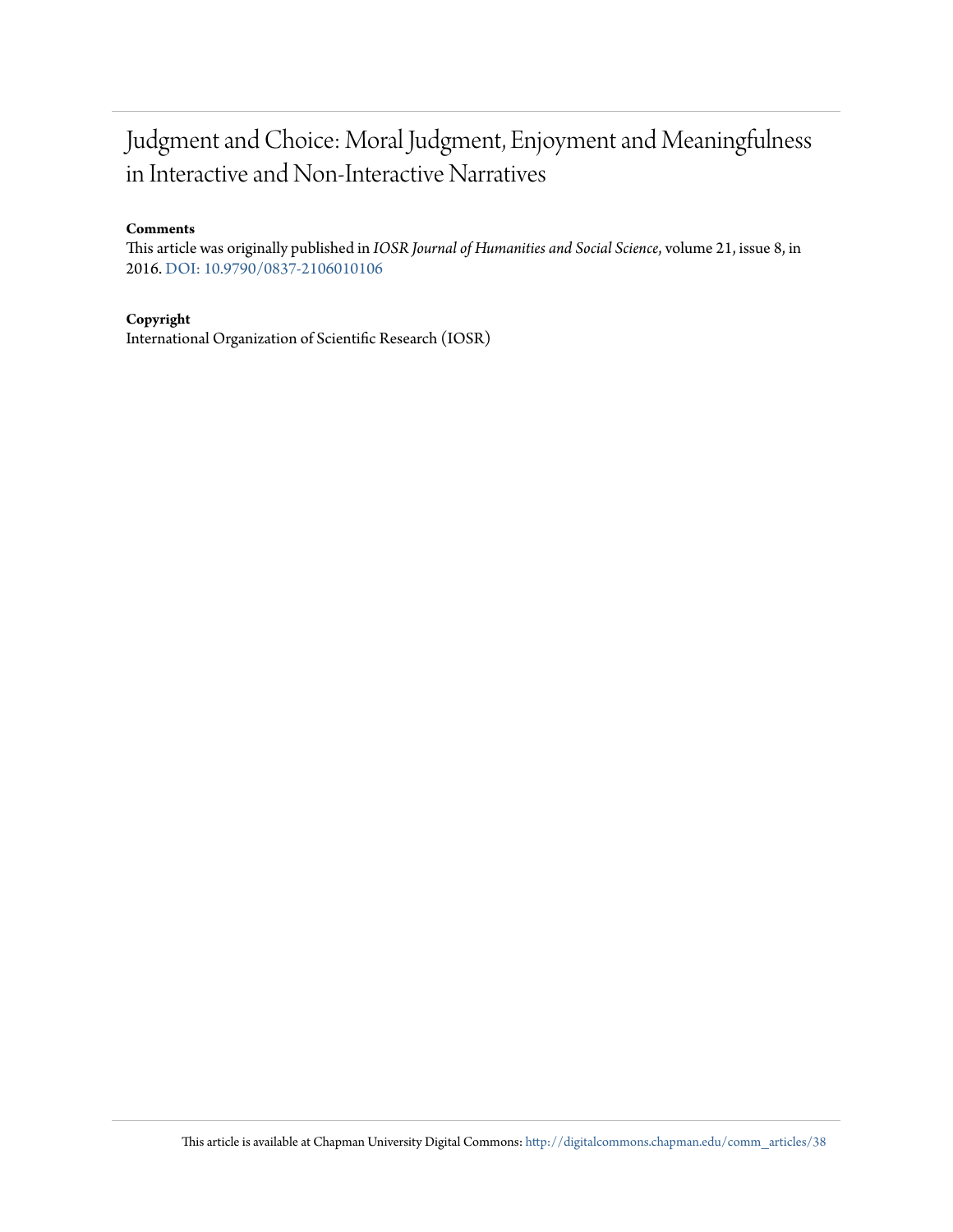# Judgment and Choice: Moral Judgment, Enjoyment and Meaningfulness in Interactive and Non-Interactive Narratives

**Comments**

This article was originally published in *IOSR Journal of Humanities and Social Science*, volume 21, issue 8, in 2016. DOI: 10.9790/0837-2106010106

**Copyright**

International Organization of Scientific Research (IOSR)

This article is available at Chapman University Digital Commons: http://digitalcommons.chapman.edu/comm_articles/38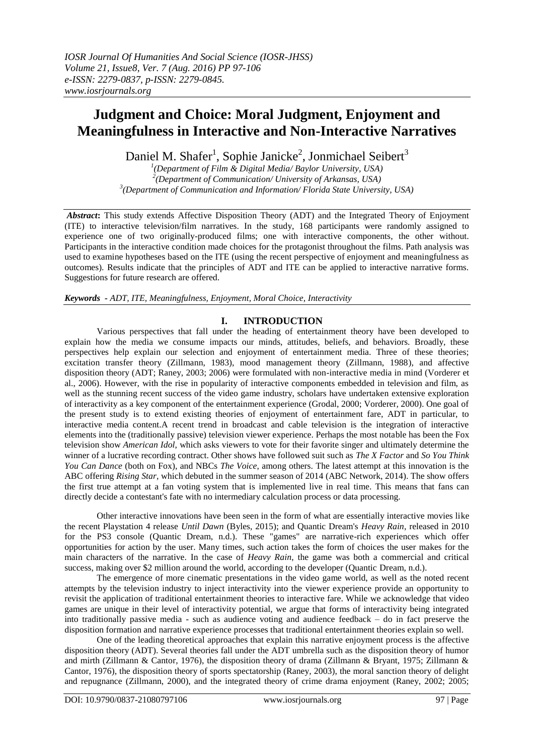# Judgment and Choice: Moral Judgment, Enjoyment and Meaningfulness in Interactive and Non-Interactive Narratives

Daniel M. Shafer[1], Sophie Janicke[2], Jonmichael Seibert[3]

[1](Department of Film & Digital Media/ Baylor University, USA)
[2](Department of Communication/ University of Arkansas, USA)
[3](Department of Communication and Information/ Florida State University, USA)

***Abstract*:** This study extends Affective Disposition Theory (ADT) and the Integrated Theory of Enjoyment (ITE) to interactive television/film narratives. In the study, 168 participants were randomly assigned to experience one of two originally-produced films; one with interactive components, the other without. Participants in the interactive condition made choices for the protagonist throughout the films. Path analysis was used to examine hypotheses based on the ITE (using the recent perspective of enjoyment and meaningfulness as outcomes). Results indicate that the principles of ADT and ITE can be applied to interactive narrative forms. Suggestions for future research are offered.

***Keywords* - *ADT, ITE, Meaningfulness, Enjoyment, Moral Choice, Interactivity***

## I. INTRODUCTION

Various perspectives that fall under the heading of entertainment theory have been developed to explain how the media we consume impacts our minds, attitudes, beliefs, and behaviors. Broadly, these perspectives help explain our selection and enjoyment of entertainment media. Three of these theories; excitation transfer theory (Zillmann, 1983), mood management theory (Zillmann, 1988), and affective disposition theory (ADT; Raney, 2003; 2006) were formulated with non-interactive media in mind (Vorderer et al., 2006). However, with the rise in popularity of interactive components embedded in television and film, as well as the stunning recent success of the video game industry, scholars have undertaken extensive exploration of interactivity as a key component of the entertainment experience (Grodal, 2000; Vorderer, 2000). One goal of the present study is to extend existing theories of enjoyment of entertainment fare, ADT in particular, to interactive media content.A recent trend in broadcast and cable television is the integration of interactive elements into the (traditionally passive) television viewer experience. Perhaps the most notable has been the Fox television show *American Idol*, which asks viewers to vote for their favorite singer and ultimately determine the winner of a lucrative recording contract. Other shows have followed suit such as *The X Factor* and *So You Think You Can Dance* (both on Fox), and NBCs *The Voice*, among others. The latest attempt at this innovation is the ABC offering *Rising Star*, which debuted in the summer season of 2014 (ABC Network, 2014). The show offers the first true attempt at a fan voting system that is implemented live in real time. This means that fans can directly decide a contestant's fate with no intermediary calculation process or data processing.

Other interactive innovations have been seen in the form of what are essentially interactive movies like the recent Playstation 4 release *Until Dawn* (Byles, 2015); and Quantic Dream's *Heavy Rain*, released in 2010 for the PS3 console (Quantic Dream, n.d.). These "games" are narrative-rich experiences which offer opportunities for action by the user. Many times, such action takes the form of choices the user makes for the main characters of the narrative. In the case of *Heavy Rain*, the game was both a commercial and critical success, making over $2 million around the world, according to the developer (Quantic Dream, n.d.).

The emergence of more cinematic presentations in the video game world, as well as the noted recent attempts by the television industry to inject interactivity into the viewer experience provide an opportunity to revisit the application of traditional entertainment theories to interactive fare. While we acknowledge that video games are unique in their level of interactivity potential, we argue that forms of interactivity being integrated into traditionally passive media - such as audience voting and audience feedback – do in fact preserve the disposition formation and narrative experience processes that traditional entertainment theories explain so well.

One of the leading theoretical approaches that explain this narrative enjoyment process is the affective disposition theory (ADT). Several theories fall under the ADT umbrella such as the disposition theory of humor and mirth (Zillmann & Cantor, 1976), the disposition theory of drama (Zillmann & Bryant, 1975; Zillmann & Cantor, 1976), the disposition theory of sports spectatorship (Raney, 2003), the moral sanction theory of delight and repugnance (Zillmann, 2000), and the integrated theory of crime drama enjoyment (Raney, 2002; 2005;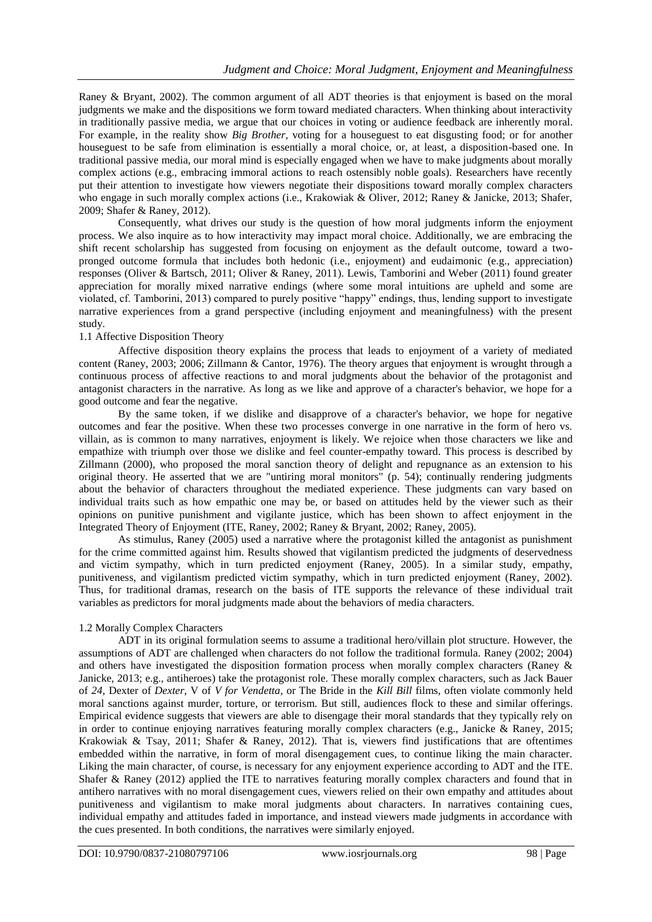Raney & Bryant, 2002). The common argument of all ADT theories is that enjoyment is based on the moral judgments we make and the dispositions we form toward mediated characters. When thinking about interactivity in traditionally passive media, we argue that our choices in voting or audience feedback are inherently moral. For example, in the reality show *Big Brother*, voting for a houseguest to eat disgusting food; or for another houseguest to be safe from elimination is essentially a moral choice, or, at least, a disposition-based one. In traditional passive media, our moral mind is especially engaged when we have to make judgments about morally complex actions (e.g., embracing immoral actions to reach ostensibly noble goals). Researchers have recently put their attention to investigate how viewers negotiate their dispositions toward morally complex characters who engage in such morally complex actions (i.e., Krakowiak & Oliver, 2012; Raney & Janicke, 2013; Shafer, 2009; Shafer & Raney, 2012).

Consequently, what drives our study is the question of how moral judgments inform the enjoyment process. We also inquire as to how interactivity may impact moral choice. Additionally, we are embracing the shift recent scholarship has suggested from focusing on enjoyment as the default outcome, toward a two-pronged outcome formula that includes both hedonic (i.e., enjoyment) and eudaimonic (e.g., appreciation) responses (Oliver & Bartsch, 2011; Oliver & Raney, 2011). Lewis, Tamborini and Weber (2011) found greater appreciation for morally mixed narrative endings (where some moral intuitions are upheld and some are violated, cf. Tamborini, 2013) compared to purely positive "happy" endings, thus, lending support to investigate narrative experiences from a grand perspective (including enjoyment and meaningfulness) with the present study.

## 1.1 Affective Disposition Theory

Affective disposition theory explains the process that leads to enjoyment of a variety of mediated content (Raney, 2003; 2006; Zillmann & Cantor, 1976). The theory argues that enjoyment is wrought through a continuous process of affective reactions to and moral judgments about the behavior of the protagonist and antagonist characters in the narrative. As long as we like and approve of a character's behavior, we hope for a good outcome and fear the negative.

By the same token, if we dislike and disapprove of a character's behavior, we hope for negative outcomes and fear the positive. When these two processes converge in one narrative in the form of hero vs. villain, as is common to many narratives, enjoyment is likely. We rejoice when those characters we like and empathize with triumph over those we dislike and feel counter-empathy toward. This process is described by Zillmann (2000), who proposed the moral sanction theory of delight and repugnance as an extension to his original theory. He asserted that we are "untiring moral monitors" (p. 54); continually rendering judgments about the behavior of characters throughout the mediated experience. These judgments can vary based on individual traits such as how empathic one may be, or based on attitudes held by the viewer such as their opinions on punitive punishment and vigilante justice, which has been shown to affect enjoyment in the Integrated Theory of Enjoyment (ITE, Raney, 2002; Raney & Bryant, 2002; Raney, 2005).

As stimulus, Raney (2005) used a narrative where the protagonist killed the antagonist as punishment for the crime committed against him. Results showed that vigilantism predicted the judgments of deservedness and victim sympathy, which in turn predicted enjoyment (Raney, 2005). In a similar study, empathy, punitiveness, and vigilantism predicted victim sympathy, which in turn predicted enjoyment (Raney, 2002). Thus, for traditional dramas, research on the basis of ITE supports the relevance of these individual trait variables as predictors for moral judgments made about the behaviors of media characters.

## 1.2 Morally Complex Characters

ADT in its original formulation seems to assume a traditional hero/villain plot structure. However, the assumptions of ADT are challenged when characters do not follow the traditional formula. Raney (2002; 2004) and others have investigated the disposition formation process when morally complex characters (Raney & Janicke, 2013; e.g., antiheroes) take the protagonist role. These morally complex characters, such as Jack Bauer of *24*, Dexter of *Dexter*, V of *V for Vendetta*, or The Bride in the *Kill Bill* films, often violate commonly held moral sanctions against murder, torture, or terrorism. But still, audiences flock to these and similar offerings. Empirical evidence suggests that viewers are able to disengage their moral standards that they typically rely on in order to continue enjoying narratives featuring morally complex characters (e.g., Janicke & Raney, 2015; Krakowiak & Tsay, 2011; Shafer & Raney, 2012). That is, viewers find justifications that are oftentimes embedded within the narrative, in form of moral disengagement cues, to continue liking the main character. Liking the main character, of course, is necessary for any enjoyment experience according to ADT and the ITE. Shafer & Raney (2012) applied the ITE to narratives featuring morally complex characters and found that in antihero narratives with no moral disengagement cues, viewers relied on their own empathy and attitudes about punitiveness and vigilantism to make moral judgments about characters. In narratives containing cues, individual empathy and attitudes faded in importance, and instead viewers made judgments in accordance with the cues presented. In both conditions, the narratives were similarly enjoyed.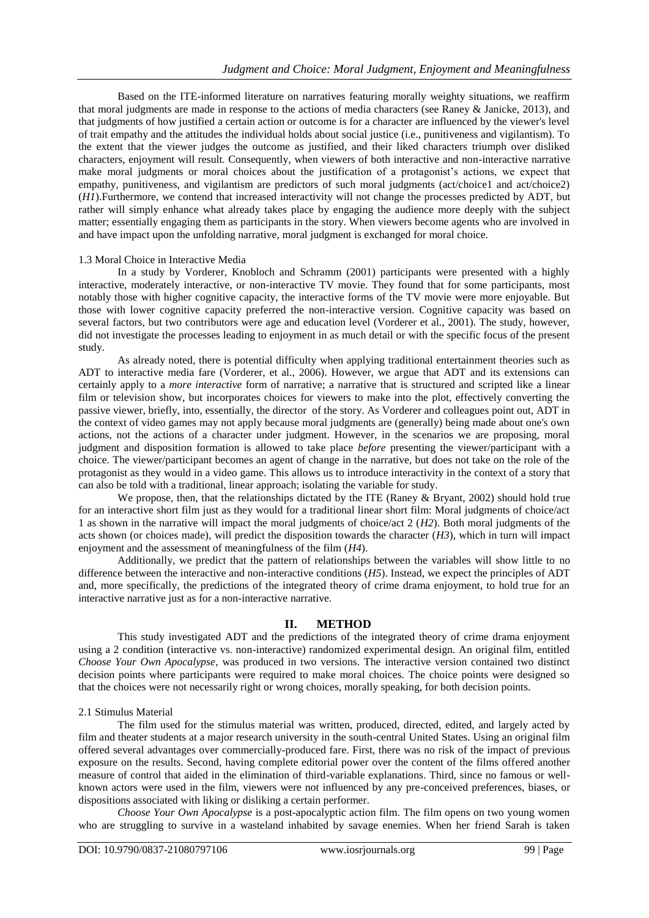Based on the ITE-informed literature on narratives featuring morally weighty situations, we reaffirm that moral judgments are made in response to the actions of media characters (see Raney & Janicke, 2013), and that judgments of how justified a certain action or outcome is for a character are influenced by the viewer's level of trait empathy and the attitudes the individual holds about social justice (i.e., punitiveness and vigilantism). To the extent that the viewer judges the outcome as justified, and their liked characters triumph over disliked characters, enjoyment will result. Consequently, when viewers of both interactive and non-interactive narrative make moral judgments or moral choices about the justification of a protagonist's actions, we expect that empathy, punitiveness, and vigilantism are predictors of such moral judgments (act/choice1 and act/choice2) (*H1*).Furthermore, we contend that increased interactivity will not change the processes predicted by ADT, but rather will simply enhance what already takes place by engaging the audience more deeply with the subject matter; essentially engaging them as participants in the story. When viewers become agents who are involved in and have impact upon the unfolding narrative, moral judgment is exchanged for moral choice.

### 1.3 Moral Choice in Interactive Media

In a study by Vorderer, Knobloch and Schramm (2001) participants were presented with a highly interactive, moderately interactive, or non-interactive TV movie. They found that for some participants, most notably those with higher cognitive capacity, the interactive forms of the TV movie were more enjoyable. But those with lower cognitive capacity preferred the non-interactive version. Cognitive capacity was based on several factors, but two contributors were age and education level (Vorderer et al., 2001). The study, however, did not investigate the processes leading to enjoyment in as much detail or with the specific focus of the present study.

As already noted, there is potential difficulty when applying traditional entertainment theories such as ADT to interactive media fare (Vorderer, et al., 2006). However, we argue that ADT and its extensions can certainly apply to a *more interactive* form of narrative; a narrative that is structured and scripted like a linear film or television show, but incorporates choices for viewers to make into the plot, effectively converting the passive viewer, briefly, into, essentially, the director of the story. As Vorderer and colleagues point out, ADT in the context of video games may not apply because moral judgments are (generally) being made about one's own actions, not the actions of a character under judgment. However, in the scenarios we are proposing, moral judgment and disposition formation is allowed to take place *before* presenting the viewer/participant with a choice. The viewer/participant becomes an agent of change in the narrative, but does not take on the role of the protagonist as they would in a video game. This allows us to introduce interactivity in the context of a story that can also be told with a traditional, linear approach; isolating the variable for study.

We propose, then, that the relationships dictated by the ITE (Raney & Bryant, 2002) should hold true for an interactive short film just as they would for a traditional linear short film: Moral judgments of choice/act 1 as shown in the narrative will impact the moral judgments of choice/act 2 (*H2*). Both moral judgments of the acts shown (or choices made), will predict the disposition towards the character (*H3*), which in turn will impact enjoyment and the assessment of meaningfulness of the film (*H4*).

Additionally, we predict that the pattern of relationships between the variables will show little to no difference between the interactive and non-interactive conditions (*H5*). Instead, we expect the principles of ADT and, more specifically, the predictions of the integrated theory of crime drama enjoyment, to hold true for an interactive narrative just as for a non-interactive narrative.

## II. METHOD

This study investigated ADT and the predictions of the integrated theory of crime drama enjoyment using a 2 condition (interactive vs. non-interactive) randomized experimental design. An original film, entitled *Choose Your Own Apocalypse*, was produced in two versions. The interactive version contained two distinct decision points where participants were required to make moral choices. The choice points were designed so that the choices were not necessarily right or wrong choices, morally speaking, for both decision points.

### 2.1 Stimulus Material

The film used for the stimulus material was written, produced, directed, edited, and largely acted by film and theater students at a major research university in the south-central United States. Using an original film offered several advantages over commercially-produced fare. First, there was no risk of the impact of previous exposure on the results. Second, having complete editorial power over the content of the films offered another measure of control that aided in the elimination of third-variable explanations. Third, since no famous or well-known actors were used in the film, viewers were not influenced by any pre-conceived preferences, biases, or dispositions associated with liking or disliking a certain performer.

*Choose Your Own Apocalypse* is a post-apocalyptic action film. The film opens on two young women who are struggling to survive in a wasteland inhabited by savage enemies. When her friend Sarah is taken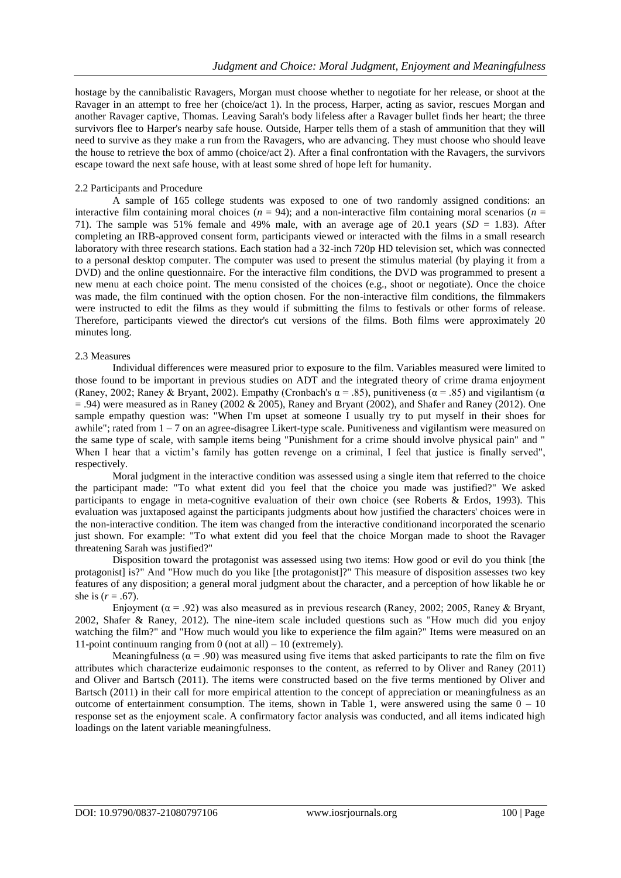hostage by the cannibalistic Ravagers, Morgan must choose whether to negotiate for her release, or shoot at the Ravager in an attempt to free her (choice/act 1). In the process, Harper, acting as savior, rescues Morgan and another Ravager captive, Thomas. Leaving Sarah's body lifeless after a Ravager bullet finds her heart; the three survivors flee to Harper's nearby safe house. Outside, Harper tells them of a stash of ammunition that they will need to survive as they make a run from the Ravagers, who are advancing. They must choose who should leave the house to retrieve the box of ammo (choice/act 2). After a final confrontation with the Ravagers, the survivors escape toward the next safe house, with at least some shred of hope left for humanity.

### 2.2 Participants and Procedure

A sample of 165 college students was exposed to one of two randomly assigned conditions: an interactive film containing moral choices ($n$ = 94); and a non-interactive film containing moral scenarios ($n$ = 71). The sample was 51% female and 49% male, with an average age of 20.1 years ($SD$ = 1.83). After completing an IRB-approved consent form, participants viewed or interacted with the films in a small research laboratory with three research stations. Each station had a 32-inch 720p HD television set, which was connected to a personal desktop computer. The computer was used to present the stimulus material (by playing it from a DVD) and the online questionnaire. For the interactive film conditions, the DVD was programmed to present a new menu at each choice point. The menu consisted of the choices (e.g., shoot or negotiate). Once the choice was made, the film continued with the option chosen. For the non-interactive film conditions, the filmmakers were instructed to edit the films as they would if submitting the films to festivals or other forms of release. Therefore, participants viewed the director's cut versions of the films. Both films were approximately 20 minutes long.

### 2.3 Measures

Individual differences were measured prior to exposure to the film. Variables measured were limited to those found to be important in previous studies on ADT and the integrated theory of crime drama enjoyment (Raney, 2002; Raney & Bryant, 2002). Empathy (Cronbach's $\alpha$ = .85), punitiveness ($\alpha$ = .85) and vigilantism ($\alpha$ = .94) were measured as in Raney (2002 & 2005), Raney and Bryant (2002), and Shafer and Raney (2012). One sample empathy question was: "When I'm upset at someone I usually try to put myself in their shoes for awhile"; rated from 1 – 7 on an agree-disagree Likert-type scale. Punitiveness and vigilantism were measured on the same type of scale, with sample items being "Punishment for a crime should involve physical pain" and " When I hear that a victim's family has gotten revenge on a criminal, I feel that justice is finally served", respectively.

Moral judgment in the interactive condition was assessed using a single item that referred to the choice the participant made: "To what extent did you feel that the choice you made was justified?" We asked participants to engage in meta-cognitive evaluation of their own choice (see Roberts & Erdos, 1993). This evaluation was juxtaposed against the participants judgments about how justified the characters' choices were in the non-interactive condition. The item was changed from the interactive conditionand incorporated the scenario just shown. For example: "To what extent did you feel that the choice Morgan made to shoot the Ravager threatening Sarah was justified?"

Disposition toward the protagonist was assessed using two items: How good or evil do you think [the protagonist] is?" And "How much do you like [the protagonist]?" This measure of disposition assesses two key features of any disposition; a general moral judgment about the character, and a perception of how likable he or she is ($r$ = .67).

Enjoyment ($\alpha$ = .92) was also measured as in previous research (Raney, 2002; 2005, Raney & Bryant, 2002, Shafer & Raney, 2012). The nine-item scale included questions such as "How much did you enjoy watching the film?" and "How much would you like to experience the film again?" Items were measured on an 11-point continuum ranging from 0 (not at all) – 10 (extremely).

Meaningfulness ($\alpha$ = .90) was measured using five items that asked participants to rate the film on five attributes which characterize eudaimonic responses to the content, as referred to by Oliver and Raney (2011) and Oliver and Bartsch (2011). The items were constructed based on the five terms mentioned by Oliver and Bartsch (2011) in their call for more empirical attention to the concept of appreciation or meaningfulness as an outcome of entertainment consumption. The items, shown in Table 1, were answered using the same 0 – 10 response set as the enjoyment scale. A confirmatory factor analysis was conducted, and all items indicated high loadings on the latent variable meaningfulness.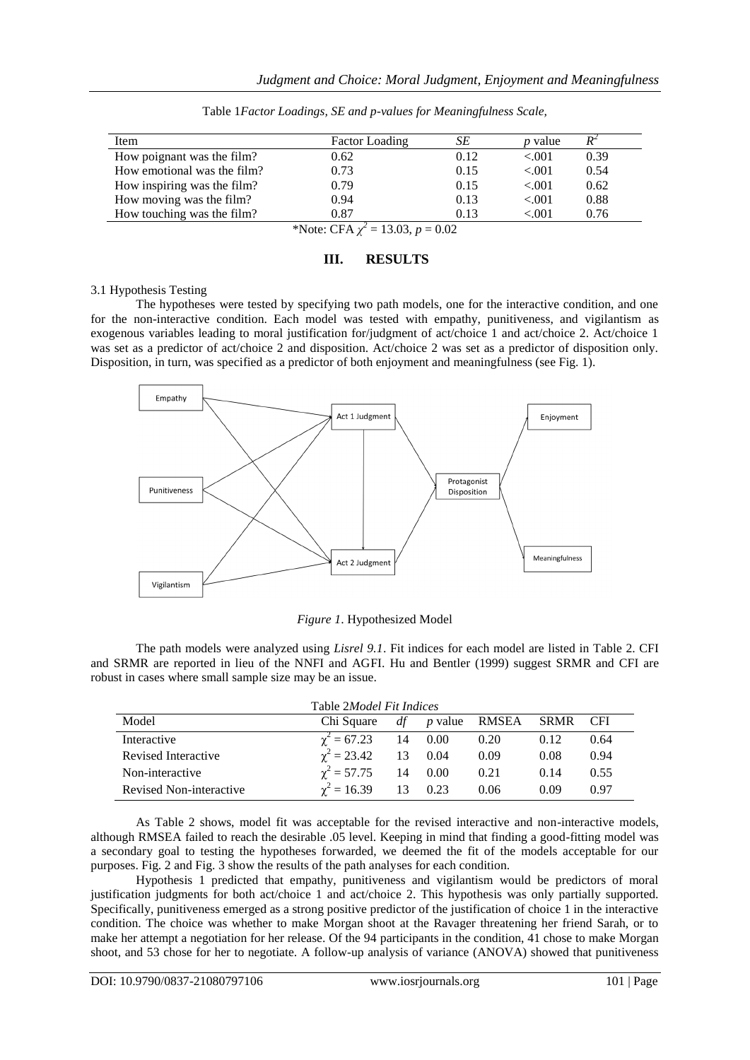Table 1*Factor Loadings, SE and p-values for Meaningfulness Scale,*

| Item | Factor Loading | *SE* | *p* value | $R^2$ |
|---|---|---|---|---|
| How poignant was the film? | 0.62 | 0.12 | <.001 | 0.39 |
| How emotional was the film? | 0.73 | 0.15 | <.001 | 0.54 |
| How inspiring was the film? | 0.79 | 0.15 | <.001 | 0.62 |
| How moving was the film? | 0.94 | 0.13 | <.001 | 0.88 |
| How touching was the film? | 0.87 | 0.13 | <.001 | 0.76 |

*Note: CFA $\chi^2 = 13.03$, $p = 0.02$

## III. RESULTS

3.1 Hypothesis Testing

The hypotheses were tested by specifying two path models, one for the interactive condition, and one for the non-interactive condition. Each model was tested with empathy, punitiveness, and vigilantism as exogenous variables leading to moral justification for/judgment of act/choice 1 and act/choice 2. Act/choice 1 was set as a predictor of act/choice 2 and disposition. Act/choice 2 was set as a predictor of disposition only. Disposition, in turn, was specified as a predictor of both enjoyment and meaningfulness (see Fig. 1).

*Figure 1*. Hypothesized Model

The path models were analyzed using *Lisrel 9.1*. Fit indices for each model are listed in Table 2. CFI and SRMR are reported in lieu of the NNFI and AGFI. Hu and Bentler (1999) suggest SRMR and CFI are robust in cases where small sample size may be an issue.

Table 2*Model Fit Indices*

| Model | Chi Square | *df* | *p* value | RMSEA | SRMR | CFI |
|---|---|---|---|---|---|---|
| Interactive | $\chi^2 = 67.23$ | 14 | 0.00 | 0.20 | 0.12 | 0.64 |
| Revised Interactive | $\chi^2 = 23.42$ | 13 | 0.04 | 0.09 | 0.08 | 0.94 |
| Non-interactive | $\chi^2 = 57.75$ | 14 | 0.00 | 0.21 | 0.14 | 0.55 |
| Revised Non-interactive | $\chi^2 = 16.39$ | 13 | 0.23 | 0.06 | 0.09 | 0.97 |

As Table 2 shows, model fit was acceptable for the revised interactive and non-interactive models, although RMSEA failed to reach the desirable .05 level. Keeping in mind that finding a good-fitting model was a secondary goal to testing the hypotheses forwarded, we deemed the fit of the models acceptable for our purposes. Fig. 2 and Fig. 3 show the results of the path analyses for each condition.

Hypothesis 1 predicted that empathy, punitiveness and vigilantism would be predictors of moral justification judgments for both act/choice 1 and act/choice 2. This hypothesis was only partially supported. Specifically, punitiveness emerged as a strong positive predictor of the justification of choice 1 in the interactive condition. The choice was whether to make Morgan shoot at the Ravager threatening her friend Sarah, or to make her attempt a negotiation for her release. Of the 94 participants in the condition, 41 chose to make Morgan shoot, and 53 chose for her to negotiate. A follow-up analysis of variance (ANOVA) showed that punitiveness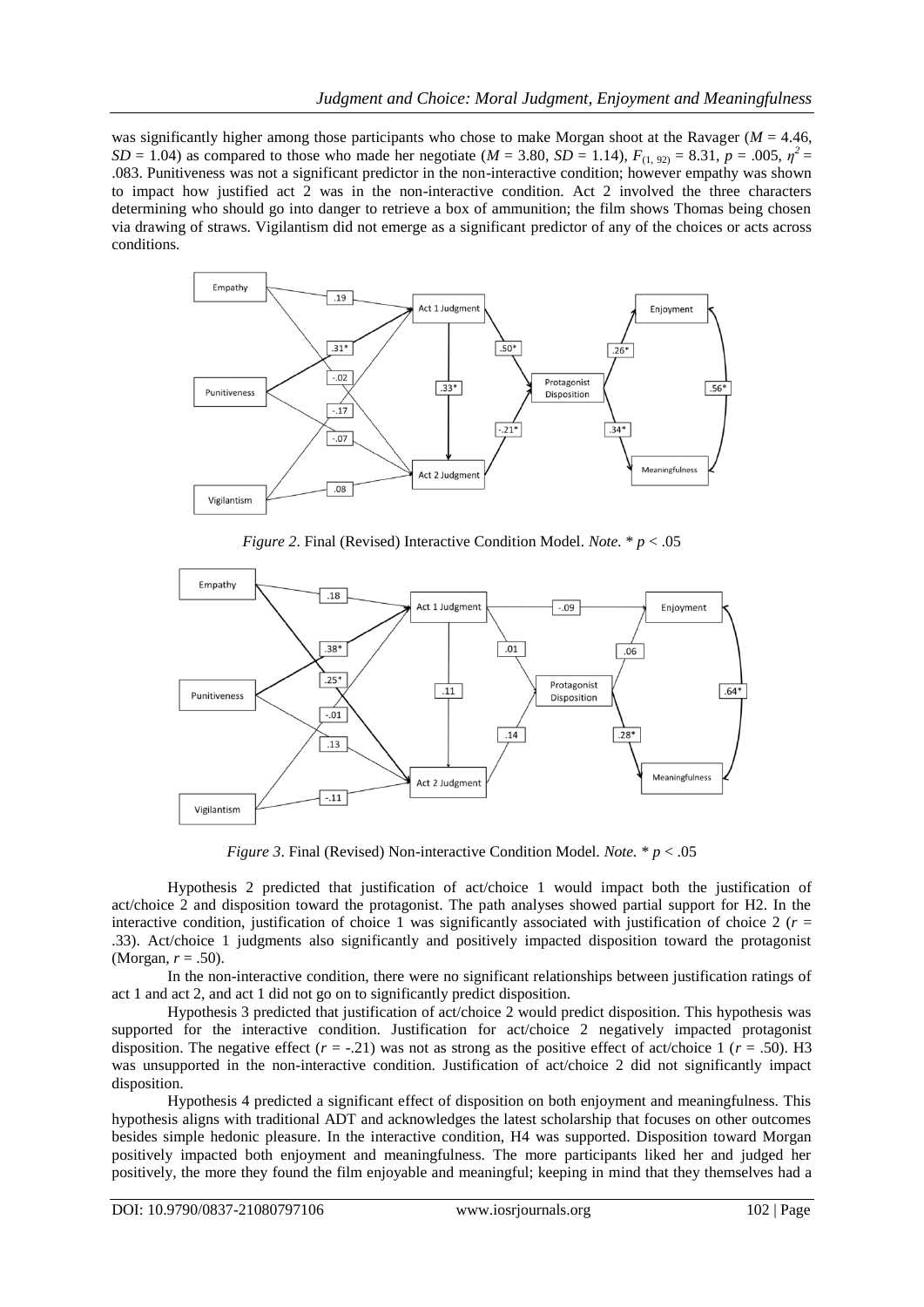was significantly higher among those participants who chose to make Morgan shoot at the Ravager ($M$ = 4.46, $SD$ = 1.04) as compared to those who made her negotiate ($M$ = 3.80, $SD$ = 1.14), $F_{(1, 92)}$ = 8.31, $p$ = .005, $\eta^2$ = .083. Punitiveness was not a significant predictor in the non-interactive condition; however empathy was shown to impact how justified act 2 was in the non-interactive condition. Act 2 involved the three characters determining who should go into danger to retrieve a box of ammunition; the film shows Thomas being chosen via drawing of straws. Vigilantism did not emerge as a significant predictor of any of the choices or acts across conditions.

*Figure 2*. Final (Revised) Interactive Condition Model. *Note.* * $p$ < .05

*Figure 3*. Final (Revised) Non-interactive Condition Model. *Note.* * $p$ < .05

Hypothesis 2 predicted that justification of act/choice 1 would impact both the justification of act/choice 2 and disposition toward the protagonist. The path analyses showed partial support for H2. In the interactive condition, justification of choice 1 was significantly associated with justification of choice 2 ($r$ = .33). Act/choice 1 judgments also significantly and positively impacted disposition toward the protagonist (Morgan, $r$ = .50).

In the non-interactive condition, there were no significant relationships between justification ratings of act 1 and act 2, and act 1 did not go on to significantly predict disposition.

Hypothesis 3 predicted that justification of act/choice 2 would predict disposition. This hypothesis was supported for the interactive condition. Justification for act/choice 2 negatively impacted protagonist disposition. The negative effect ($r$ = -.21) was not as strong as the positive effect of act/choice 1 ($r$ = .50). H3 was unsupported in the non-interactive condition. Justification of act/choice 2 did not significantly impact disposition.

Hypothesis 4 predicted a significant effect of disposition on both enjoyment and meaningfulness. This hypothesis aligns with traditional ADT and acknowledges the latest scholarship that focuses on other outcomes besides simple hedonic pleasure. In the interactive condition, H4 was supported. Disposition toward Morgan positively impacted both enjoyment and meaningfulness. The more participants liked her and judged her positively, the more they found the film enjoyable and meaningful; keeping in mind that they themselves had a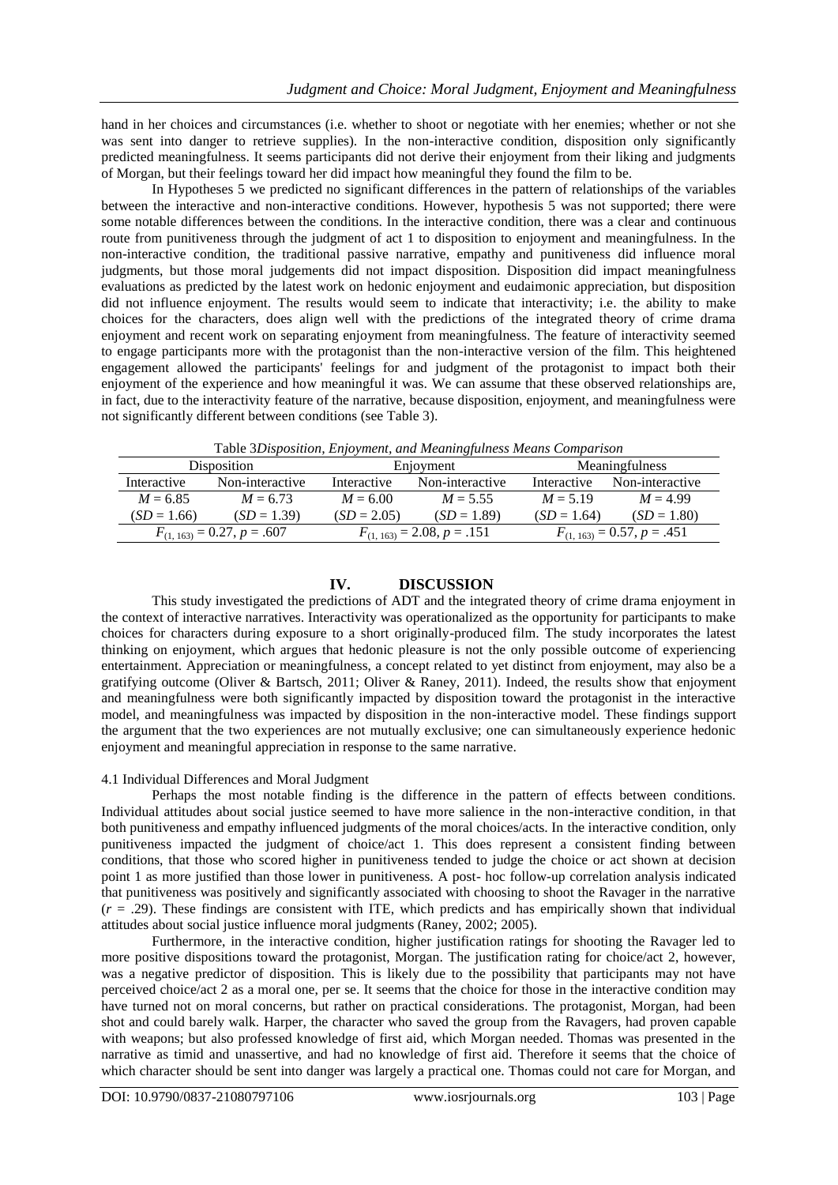hand in her choices and circumstances (i.e. whether to shoot or negotiate with her enemies; whether or not she was sent into danger to retrieve supplies). In the non-interactive condition, disposition only significantly predicted meaningfulness. It seems participants did not derive their enjoyment from their liking and judgments of Morgan, but their feelings toward her did impact how meaningful they found the film to be.

In Hypotheses 5 we predicted no significant differences in the pattern of relationships of the variables between the interactive and non-interactive conditions. However, hypothesis 5 was not supported; there were some notable differences between the conditions. In the interactive condition, there was a clear and continuous route from punitiveness through the judgment of act 1 to disposition to enjoyment and meaningfulness. In the non-interactive condition, the traditional passive narrative, empathy and punitiveness did influence moral judgments, but those moral judgements did not impact disposition. Disposition did impact meaningfulness evaluations as predicted by the latest work on hedonic enjoyment and eudaimonic appreciation, but disposition did not influence enjoyment. The results would seem to indicate that interactivity; i.e. the ability to make choices for the characters, does align well with the predictions of the integrated theory of crime drama enjoyment and recent work on separating enjoyment from meaningfulness. The feature of interactivity seemed to engage participants more with the protagonist than the non-interactive version of the film. This heightened engagement allowed the participants' feelings for and judgment of the protagonist to impact both their enjoyment of the experience and how meaningful it was. We can assume that these observed relationships are, in fact, due to the interactivity feature of the narrative, because disposition, enjoyment, and meaningfulness were not significantly different between conditions (see Table 3).

Table 3*Disposition, Enjoyment, and Meaningfulness Means Comparison*

| Disposition | | Enjoyment | | Meaningfulness | |
|---|---|---|---|---|---|
| Interactive | Non-interactive | Interactive | Non-interactive | Interactive | Non-interactive |
| $M = 6.85$ | $M = 6.73$ | $M = 6.00$ | $M = 5.55$ | $M = 5.19$ | $M = 4.99$ |
| $(SD = 1.66)$ | $(SD = 1.39)$ | $(SD = 2.05)$ | $(SD = 1.89)$ | $(SD = 1.64)$ | $(SD = 1.80)$ |
| $F_{(1, 163)} = 0.27, p = .607$ | | $F_{(1, 163)} = 2.08, p = .151$ | | $F_{(1, 163)} = 0.57, p = .451$ | |

## IV. DISCUSSION

This study investigated the predictions of ADT and the integrated theory of crime drama enjoyment in the context of interactive narratives. Interactivity was operationalized as the opportunity for participants to make choices for characters during exposure to a short originally-produced film. The study incorporates the latest thinking on enjoyment, which argues that hedonic pleasure is not the only possible outcome of experiencing entertainment. Appreciation or meaningfulness, a concept related to yet distinct from enjoyment, may also be a gratifying outcome (Oliver & Bartsch, 2011; Oliver & Raney, 2011). Indeed, the results show that enjoyment and meaningfulness were both significantly impacted by disposition toward the protagonist in the interactive model, and meaningfulness was impacted by disposition in the non-interactive model. These findings support the argument that the two experiences are not mutually exclusive; one can simultaneously experience hedonic enjoyment and meaningful appreciation in response to the same narrative.

### 4.1 Individual Differences and Moral Judgment

Perhaps the most notable finding is the difference in the pattern of effects between conditions. Individual attitudes about social justice seemed to have more salience in the non-interactive condition, in that both punitiveness and empathy influenced judgments of the moral choices/acts. In the interactive condition, only punitiveness impacted the judgment of choice/act 1. This does represent a consistent finding between conditions, that those who scored higher in punitiveness tended to judge the choice or act shown at decision point 1 as more justified than those lower in punitiveness. A post- hoc follow-up correlation analysis indicated that punitiveness was positively and significantly associated with choosing to shoot the Ravager in the narrative ($r = .29$). These findings are consistent with ITE, which predicts and has empirically shown that individual attitudes about social justice influence moral judgments (Raney, 2002; 2005).

Furthermore, in the interactive condition, higher justification ratings for shooting the Ravager led to more positive dispositions toward the protagonist, Morgan. The justification rating for choice/act 2, however, was a negative predictor of disposition. This is likely due to the possibility that participants may not have perceived choice/act 2 as a moral one, per se. It seems that the choice for those in the interactive condition may have turned not on moral concerns, but rather on practical considerations. The protagonist, Morgan, had been shot and could barely walk. Harper, the character who saved the group from the Ravagers, had proven capable with weapons; but also professed knowledge of first aid, which Morgan needed. Thomas was presented in the narrative as timid and unassertive, and had no knowledge of first aid. Therefore it seems that the choice of which character should be sent into danger was largely a practical one. Thomas could not care for Morgan, and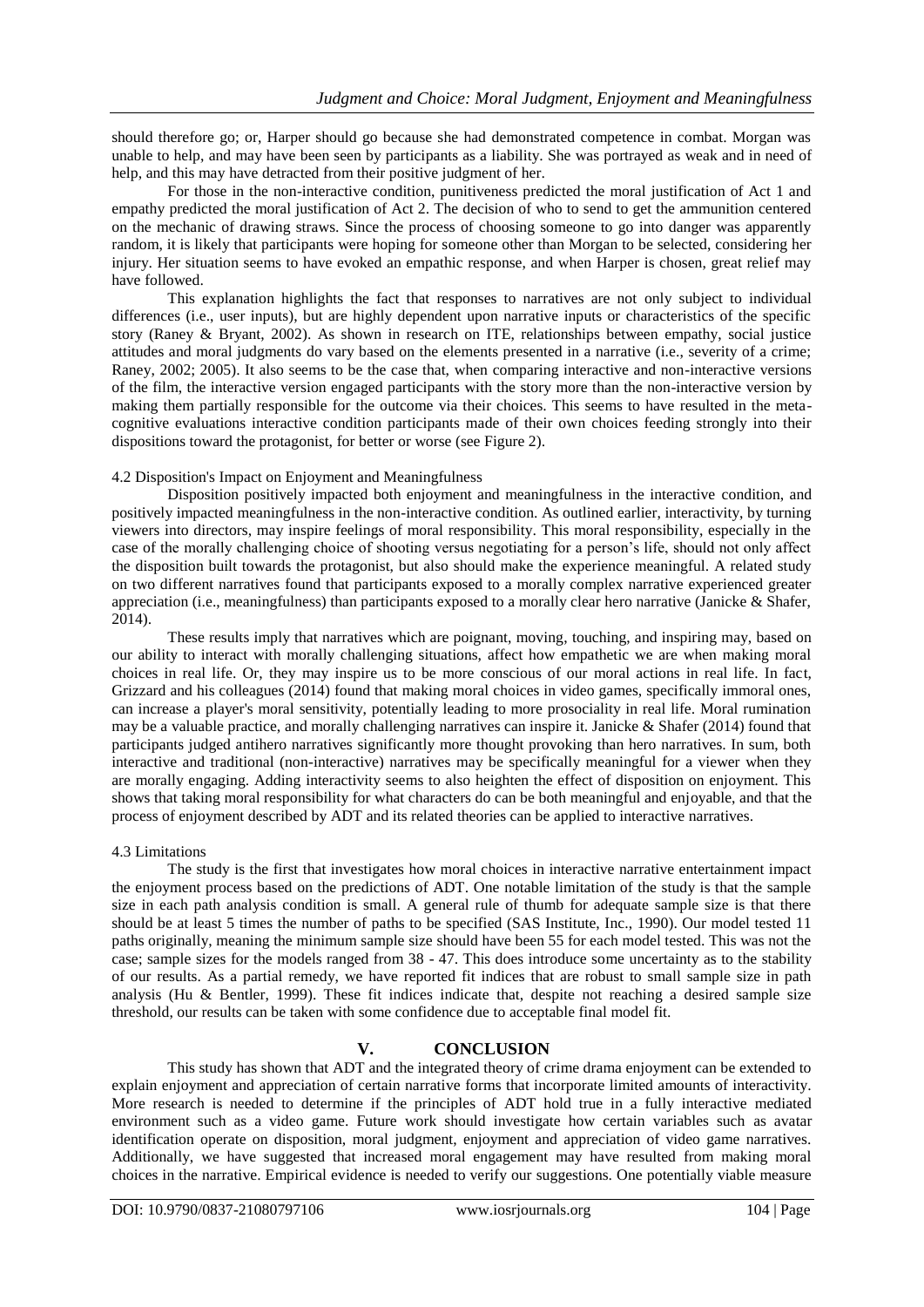should therefore go; or, Harper should go because she had demonstrated competence in combat. Morgan was unable to help, and may have been seen by participants as a liability. She was portrayed as weak and in need of help, and this may have detracted from their positive judgment of her.

For those in the non-interactive condition, punitiveness predicted the moral justification of Act 1 and empathy predicted the moral justification of Act 2. The decision of who to send to get the ammunition centered on the mechanic of drawing straws. Since the process of choosing someone to go into danger was apparently random, it is likely that participants were hoping for someone other than Morgan to be selected, considering her injury. Her situation seems to have evoked an empathic response, and when Harper is chosen, great relief may have followed.

This explanation highlights the fact that responses to narratives are not only subject to individual differences (i.e., user inputs), but are highly dependent upon narrative inputs or characteristics of the specific story (Raney & Bryant, 2002). As shown in research on ITE, relationships between empathy, social justice attitudes and moral judgments do vary based on the elements presented in a narrative (i.e., severity of a crime; Raney, 2002; 2005). It also seems to be the case that, when comparing interactive and non-interactive versions of the film, the interactive version engaged participants with the story more than the non-interactive version by making them partially responsible for the outcome via their choices. This seems to have resulted in the meta-cognitive evaluations interactive condition participants made of their own choices feeding strongly into their dispositions toward the protagonist, for better or worse (see Figure 2).

### 4.2 Disposition's Impact on Enjoyment and Meaningfulness

Disposition positively impacted both enjoyment and meaningfulness in the interactive condition, and positively impacted meaningfulness in the non-interactive condition. As outlined earlier, interactivity, by turning viewers into directors, may inspire feelings of moral responsibility. This moral responsibility, especially in the case of the morally challenging choice of shooting versus negotiating for a person's life, should not only affect the disposition built towards the protagonist, but also should make the experience meaningful. A related study on two different narratives found that participants exposed to a morally complex narrative experienced greater appreciation (i.e., meaningfulness) than participants exposed to a morally clear hero narrative (Janicke & Shafer, 2014).

These results imply that narratives which are poignant, moving, touching, and inspiring may, based on our ability to interact with morally challenging situations, affect how empathetic we are when making moral choices in real life. Or, they may inspire us to be more conscious of our moral actions in real life. In fact, Grizzard and his colleagues (2014) found that making moral choices in video games, specifically immoral ones, can increase a player's moral sensitivity, potentially leading to more prosociality in real life. Moral rumination may be a valuable practice, and morally challenging narratives can inspire it. Janicke & Shafer (2014) found that participants judged antihero narratives significantly more thought provoking than hero narratives. In sum, both interactive and traditional (non-interactive) narratives may be specifically meaningful for a viewer when they are morally engaging. Adding interactivity seems to also heighten the effect of disposition on enjoyment. This shows that taking moral responsibility for what characters do can be both meaningful and enjoyable, and that the process of enjoyment described by ADT and its related theories can be applied to interactive narratives.

### 4.3 Limitations

The study is the first that investigates how moral choices in interactive narrative entertainment impact the enjoyment process based on the predictions of ADT. One notable limitation of the study is that the sample size in each path analysis condition is small. A general rule of thumb for adequate sample size is that there should be at least 5 times the number of paths to be specified (SAS Institute, Inc., 1990). Our model tested 11 paths originally, meaning the minimum sample size should have been 55 for each model tested. This was not the case; sample sizes for the models ranged from 38 - 47. This does introduce some uncertainty as to the stability of our results. As a partial remedy, we have reported fit indices that are robust to small sample size in path analysis (Hu & Bentler, 1999). These fit indices indicate that, despite not reaching a desired sample size threshold, our results can be taken with some confidence due to acceptable final model fit.

## V. CONCLUSION

This study has shown that ADT and the integrated theory of crime drama enjoyment can be extended to explain enjoyment and appreciation of certain narrative forms that incorporate limited amounts of interactivity. More research is needed to determine if the principles of ADT hold true in a fully interactive mediated environment such as a video game. Future work should investigate how certain variables such as avatar identification operate on disposition, moral judgment, enjoyment and appreciation of video game narratives. Additionally, we have suggested that increased moral engagement may have resulted from making moral choices in the narrative. Empirical evidence is needed to verify our suggestions. One potentially viable measure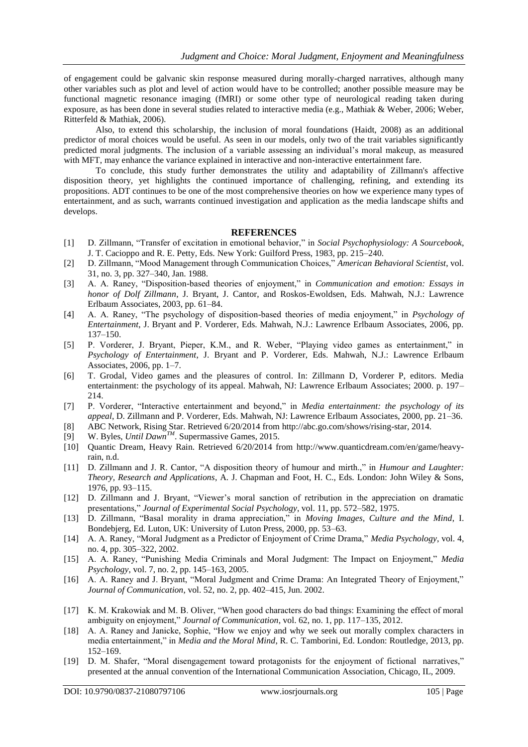of engagement could be galvanic skin response measured during morally-charged narratives, although many other variables such as plot and level of action would have to be controlled; another possible measure may be functional magnetic resonance imaging (fMRI) or some other type of neurological reading taken during exposure, as has been done in several studies related to interactive media (e.g., Mathiak & Weber, 2006; Weber, Ritterfeld & Mathiak, 2006).

Also, to extend this scholarship, the inclusion of moral foundations (Haidt, 2008) as an additional predictor of moral choices would be useful. As seen in our models, only two of the trait variables significantly predicted moral judgments. The inclusion of a variable assessing an individual's moral makeup, as measured with MFT, may enhance the variance explained in interactive and non-interactive entertainment fare.

To conclude, this study further demonstrates the utility and adaptability of Zillmann's affective disposition theory, yet highlights the continued importance of challenging, refining, and extending its propositions. ADT continues to be one of the most comprehensive theories on how we experience many types of entertainment, and as such, warrants continued investigation and application as the media landscape shifts and develops.

## REFERENCES

[1] D. Zillmann, "Transfer of excitation in emotional behavior," in *Social Psychophysiology: A Sourcebook*, J. T. Cacioppo and R. E. Petty, Eds. New York: Guilford Press, 1983, pp. 215–240.

[2] D. Zillmann, "Mood Management through Communication Choices," *American Behavioral Scientist*, vol. 31, no. 3, pp. 327–340, Jan. 1988.

[3] A. A. Raney, "Disposition-based theories of enjoyment," in *Communication and emotion: Essays in honor of Dolf Zillmann*, J. Bryant, J. Cantor, and Roskos-Ewoldsen, Eds. Mahwah, N.J.: Lawrence Erlbaum Associates, 2003, pp. 61–84.

[4] A. A. Raney, "The psychology of disposition-based theories of media enjoyment," in *Psychology of Entertainment*, J. Bryant and P. Vorderer, Eds. Mahwah, N.J.: Lawrence Erlbaum Associates, 2006, pp. 137–150.

[5] P. Vorderer, J. Bryant, Pieper, K.M., and R. Weber, "Playing video games as entertainment," in *Psychology of Entertainment*, J. Bryant and P. Vorderer, Eds. Mahwah, N.J.: Lawrence Erlbaum Associates, 2006, pp. 1–7.

[6] T. Grodal, Video games and the pleasures of control. In: Zillmann D, Vorderer P, editors. Media entertainment: the psychology of its appeal. Mahwah, NJ: Lawrence Erlbaum Associates; 2000. p. 197–214.

[7] P. Vorderer, "Interactive entertainment and beyond," in *Media entertainment: the psychology of its appeal*, D. Zillmann and P. Vorderer, Eds. Mahwah, NJ: Lawrence Erlbaum Associates, 2000, pp. 21–36.

[8] ABC Network, Rising Star. Retrieved 6/20/2014 from http://abc.go.com/shows/rising-star, 2014.

[9] W. Byles, *Until Dawn*™. Supermassive Games, 2015.

[10] Quantic Dream, Heavy Rain. Retrieved 6/20/2014 from http://www.quanticdream.com/en/game/heavy-rain, n.d.

[11] D. Zillmann and J. R. Cantor, "A disposition theory of humour and mirth.," in *Humour and Laughter: Theory, Research and Applications*, A. J. Chapman and Foot, H. C., Eds. London: John Wiley & Sons, 1976, pp. 93–115.

[12] D. Zillmann and J. Bryant, "Viewer's moral sanction of retribution in the appreciation on dramatic presentations," *Journal of Experimental Social Psychology*, vol. 11, pp. 572–582, 1975.

[13] D. Zillmann, "Basal morality in drama appreciation," in *Moving Images, Culture and the Mind*, I. Bondebjerg, Ed. Luton, UK: University of Luton Press, 2000, pp. 53–63.

[14] A. A. Raney, "Moral Judgment as a Predictor of Enjoyment of Crime Drama," *Media Psychology*, vol. 4, no. 4, pp. 305–322, 2002.

[15] A. A. Raney, "Punishing Media Criminals and Moral Judgment: The Impact on Enjoyment," *Media Psychology*, vol. 7, no. 2, pp. 145–163, 2005.

[16] A. A. Raney and J. Bryant, "Moral Judgment and Crime Drama: An Integrated Theory of Enjoyment," *Journal of Communication*, vol. 52, no. 2, pp. 402–415, Jun. 2002.

[17] K. M. Krakowiak and M. B. Oliver, "When good characters do bad things: Examining the effect of moral ambiguity on enjoyment," *Journal of Communication*, vol. 62, no. 1, pp. 117–135, 2012.

[18] A. A. Raney and Janicke, Sophie, "How we enjoy and why we seek out morally complex characters in media entertainment," in *Media and the Moral Mind*, R. C. Tamborini, Ed. London: Routledge, 2013, pp. 152–169.

[19] D. M. Shafer, "Moral disengagement toward protagonists for the enjoyment of fictional narratives," presented at the annual convention of the International Communication Association, Chicago, IL, 2009.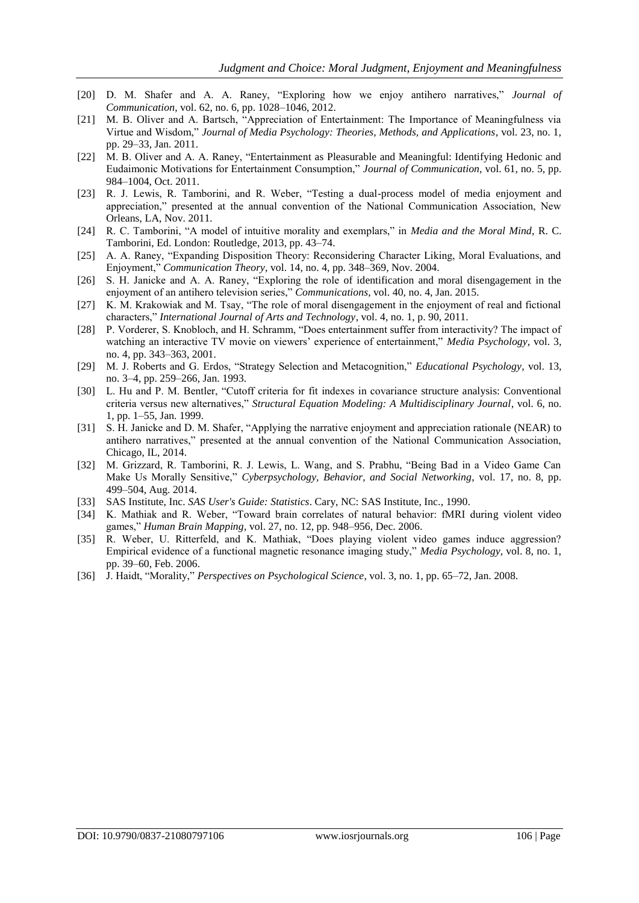[20] D. M. Shafer and A. A. Raney, "Exploring how we enjoy antihero narratives," *Journal of Communication*, vol. 62, no. 6, pp. 1028–1046, 2012.

[21] M. B. Oliver and A. Bartsch, "Appreciation of Entertainment: The Importance of Meaningfulness via Virtue and Wisdom," *Journal of Media Psychology: Theories, Methods, and Applications*, vol. 23, no. 1, pp. 29–33, Jan. 2011.

[22] M. B. Oliver and A. A. Raney, "Entertainment as Pleasurable and Meaningful: Identifying Hedonic and Eudaimonic Motivations for Entertainment Consumption," *Journal of Communication*, vol. 61, no. 5, pp. 984–1004, Oct. 2011.

[23] R. J. Lewis, R. Tamborini, and R. Weber, "Testing a dual-process model of media enjoyment and appreciation," presented at the annual convention of the National Communication Association, New Orleans, LA, Nov. 2011.

[24] R. C. Tamborini, "A model of intuitive morality and exemplars," in *Media and the Moral Mind*, R. C. Tamborini, Ed. London: Routledge, 2013, pp. 43–74.

[25] A. A. Raney, "Expanding Disposition Theory: Reconsidering Character Liking, Moral Evaluations, and Enjoyment," *Communication Theory*, vol. 14, no. 4, pp. 348–369, Nov. 2004.

[26] S. H. Janicke and A. A. Raney, "Exploring the role of identification and moral disengagement in the enjoyment of an antihero television series," *Communications*, vol. 40, no. 4, Jan. 2015.

[27] K. M. Krakowiak and M. Tsay, "The role of moral disengagement in the enjoyment of real and fictional characters," *International Journal of Arts and Technology*, vol. 4, no. 1, p. 90, 2011.

[28] P. Vorderer, S. Knobloch, and H. Schramm, "Does entertainment suffer from interactivity? The impact of watching an interactive TV movie on viewers' experience of entertainment," *Media Psychology*, vol. 3, no. 4, pp. 343–363, 2001.

[29] M. J. Roberts and G. Erdos, "Strategy Selection and Metacognition," *Educational Psychology*, vol. 13, no. 3–4, pp. 259–266, Jan. 1993.

[30] L. Hu and P. M. Bentler, "Cutoff criteria for fit indexes in covariance structure analysis: Conventional criteria versus new alternatives," *Structural Equation Modeling: A Multidisciplinary Journal*, vol. 6, no. 1, pp. 1–55, Jan. 1999.

[31] S. H. Janicke and D. M. Shafer, "Applying the narrative enjoyment and appreciation rationale (NEAR) to antihero narratives," presented at the annual convention of the National Communication Association, Chicago, IL, 2014.

[32] M. Grizzard, R. Tamborini, R. J. Lewis, L. Wang, and S. Prabhu, "Being Bad in a Video Game Can Make Us Morally Sensitive," *Cyberpsychology, Behavior, and Social Networking*, vol. 17, no. 8, pp. 499–504, Aug. 2014.

[33] SAS Institute, Inc. *SAS User's Guide: Statistics*. Cary, NC: SAS Institute, Inc., 1990.

[34] K. Mathiak and R. Weber, "Toward brain correlates of natural behavior: fMRI during violent video games," *Human Brain Mapping*, vol. 27, no. 12, pp. 948–956, Dec. 2006.

[35] R. Weber, U. Ritterfeld, and K. Mathiak, "Does playing violent video games induce aggression? Empirical evidence of a functional magnetic resonance imaging study," *Media Psychology*, vol. 8, no. 1, pp. 39–60, Feb. 2006.

[36] J. Haidt, "Morality," *Perspectives on Psychological Science*, vol. 3, no. 1, pp. 65–72, Jan. 2008.